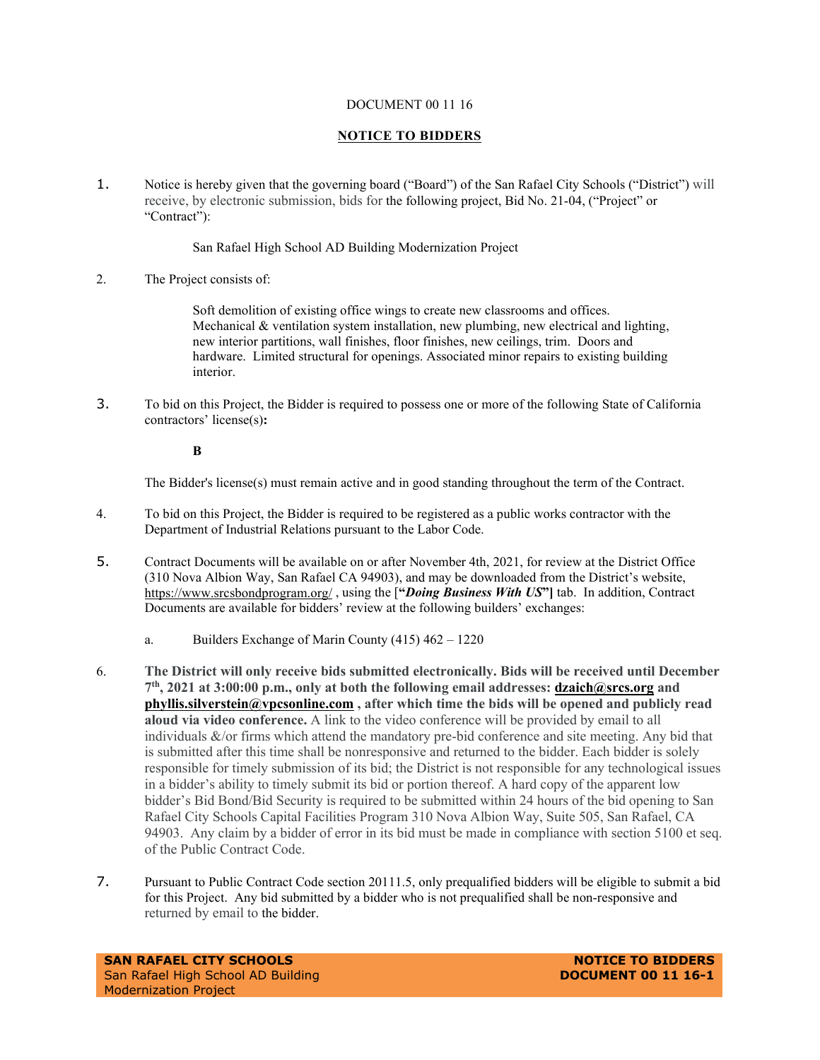DOCUMENT 00 11 16

**NOTICE TO BIDDERS**

1. Notice is hereby given that the governing board ("Board") of the San Rafael City Schools ("District") will receive, by electronic submission, bids for the following project, Bid No. 21-04, ("Project" or "Contract"):

   San Rafael High School AD Building Modernization Project

2. The Project consists of:

   Soft demolition of existing office wings to create new classrooms and offices. Mechanical & ventilation system installation, new plumbing, new electrical and lighting, new interior partitions, wall finishes, floor finishes, new ceilings, trim. Doors and hardware. Limited structural for openings. Associated minor repairs to existing building interior.

3. To bid on this Project, the Bidder is required to possess one or more of the following State of California contractors' license(s)**:**

   **B**

   The Bidder's license(s) must remain active and in good standing throughout the term of the Contract.

4. To bid on this Project, the Bidder is required to be registered as a public works contractor with the Department of Industrial Relations pursuant to the Labor Code.

5. Contract Documents will be available on or after November 4th, 2021, for review at the District Office (310 Nova Albion Way, San Rafael CA 94903), and may be downloaded from the District's website, https://www.srcsbondprogram.org/ , using the [**"*Doing Business With US*"]** tab. In addition, Contract Documents are available for bidders' review at the following builders' exchanges:

   a. Builders Exchange of Marin County (415) 462 – 1220

6. **The District will only receive bids submitted electronically. Bids will be received until December 7th, 2021 at 3:00:00 p.m., only at both the following email addresses: dzaich@srcs.org and phyllis.silverstein@vpcsonline.com , after which time the bids will be opened and publicly read aloud via video conference.** A link to the video conference will be provided by email to all individuals &/or firms which attend the mandatory pre-bid conference and site meeting. Any bid that is submitted after this time shall be nonresponsive and returned to the bidder. Each bidder is solely responsible for timely submission of its bid; the District is not responsible for any technological issues in a bidder's ability to timely submit its bid or portion thereof. A hard copy of the apparent low bidder's Bid Bond/Bid Security is required to be submitted within 24 hours of the bid opening to San Rafael City Schools Capital Facilities Program 310 Nova Albion Way, Suite 505, San Rafael, CA 94903. Any claim by a bidder of error in its bid must be made in compliance with section 5100 et seq. of the Public Contract Code.

7. Pursuant to Public Contract Code section 20111.5, only prequalified bidders will be eligible to submit a bid for this Project. Any bid submitted by a bidder who is not prequalified shall be non-responsive and returned by email to the bidder.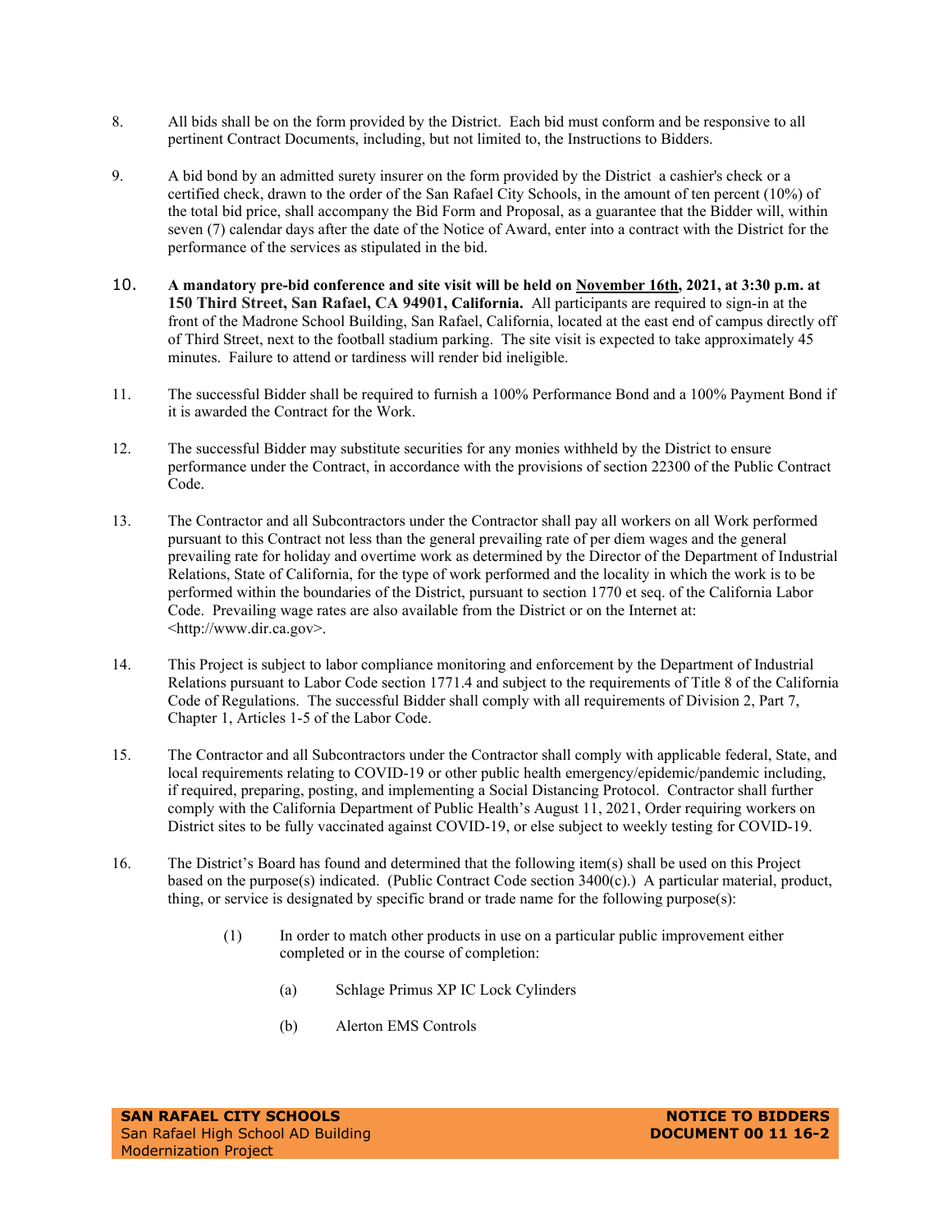8. All bids shall be on the form provided by the District. Each bid must conform and be responsive to all pertinent Contract Documents, including, but not limited to, the Instructions to Bidders.

9. A bid bond by an admitted surety insurer on the form provided by the District a cashier's check or a certified check, drawn to the order of the San Rafael City Schools, in the amount of ten percent (10%) of the total bid price, shall accompany the Bid Form and Proposal, as a guarantee that the Bidder will, within seven (7) calendar days after the date of the Notice of Award, enter into a contract with the District for the performance of the services as stipulated in the bid.

10. **A mandatory pre-bid conference and site visit will be held on <u>November 16th</u>, 2021, at 3:30 p.m. at 150 Third Street, San Rafael, CA 94901, California.** All participants are required to sign-in at the front of the Madrone School Building, San Rafael, California, located at the east end of campus directly off of Third Street, next to the football stadium parking. The site visit is expected to take approximately 45 minutes. Failure to attend or tardiness will render bid ineligible.

11. The successful Bidder shall be required to furnish a 100% Performance Bond and a 100% Payment Bond if it is awarded the Contract for the Work.

12. The successful Bidder may substitute securities for any monies withheld by the District to ensure performance under the Contract, in accordance with the provisions of section 22300 of the Public Contract Code.

13. The Contractor and all Subcontractors under the Contractor shall pay all workers on all Work performed pursuant to this Contract not less than the general prevailing rate of per diem wages and the general prevailing rate for holiday and overtime work as determined by the Director of the Department of Industrial Relations, State of California, for the type of work performed and the locality in which the work is to be performed within the boundaries of the District, pursuant to section 1770 et seq. of the California Labor Code. Prevailing wage rates are also available from the District or on the Internet at: <http://www.dir.ca.gov>.

14. This Project is subject to labor compliance monitoring and enforcement by the Department of Industrial Relations pursuant to Labor Code section 1771.4 and subject to the requirements of Title 8 of the California Code of Regulations. The successful Bidder shall comply with all requirements of Division 2, Part 7, Chapter 1, Articles 1-5 of the Labor Code.

15. The Contractor and all Subcontractors under the Contractor shall comply with applicable federal, State, and local requirements relating to COVID-19 or other public health emergency/epidemic/pandemic including, if required, preparing, posting, and implementing a Social Distancing Protocol. Contractor shall further comply with the California Department of Public Health's August 11, 2021, Order requiring workers on District sites to be fully vaccinated against COVID-19, or else subject to weekly testing for COVID-19.

16. The District's Board has found and determined that the following item(s) shall be used on this Project based on the purpose(s) indicated. (Public Contract Code section 3400(c).) A particular material, product, thing, or service is designated by specific brand or trade name for the following purpose(s):

    (1) In order to match other products in use on a particular public improvement either completed or in the course of completion:

        (a) Schlage Primus XP IC Lock Cylinders

        (b) Alerton EMS Controls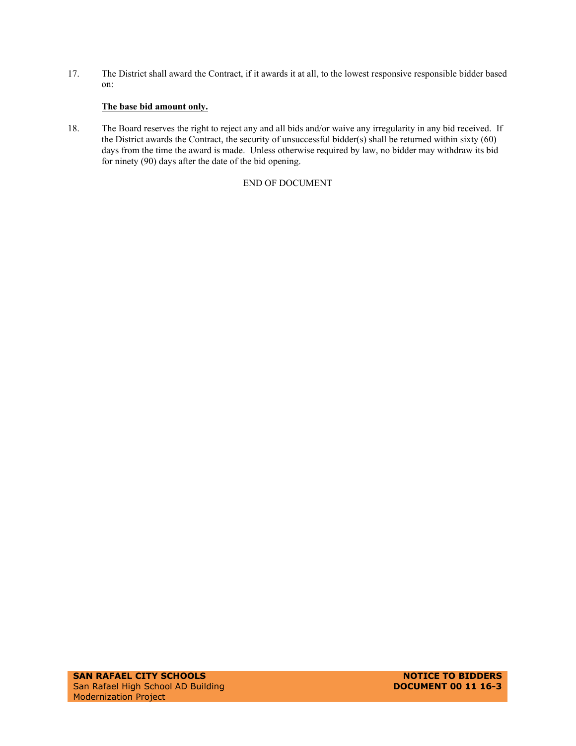17. The District shall award the Contract, if it awards it at all, to the lowest responsive responsible bidder based on:

    **The base bid amount only.**

18. The Board reserves the right to reject any and all bids and/or waive any irregularity in any bid received. If the District awards the Contract, the security of unsuccessful bidder(s) shall be returned within sixty (60) days from the time the award is made. Unless otherwise required by law, no bidder may withdraw its bid for ninety (90) days after the date of the bid opening.

END OF DOCUMENT